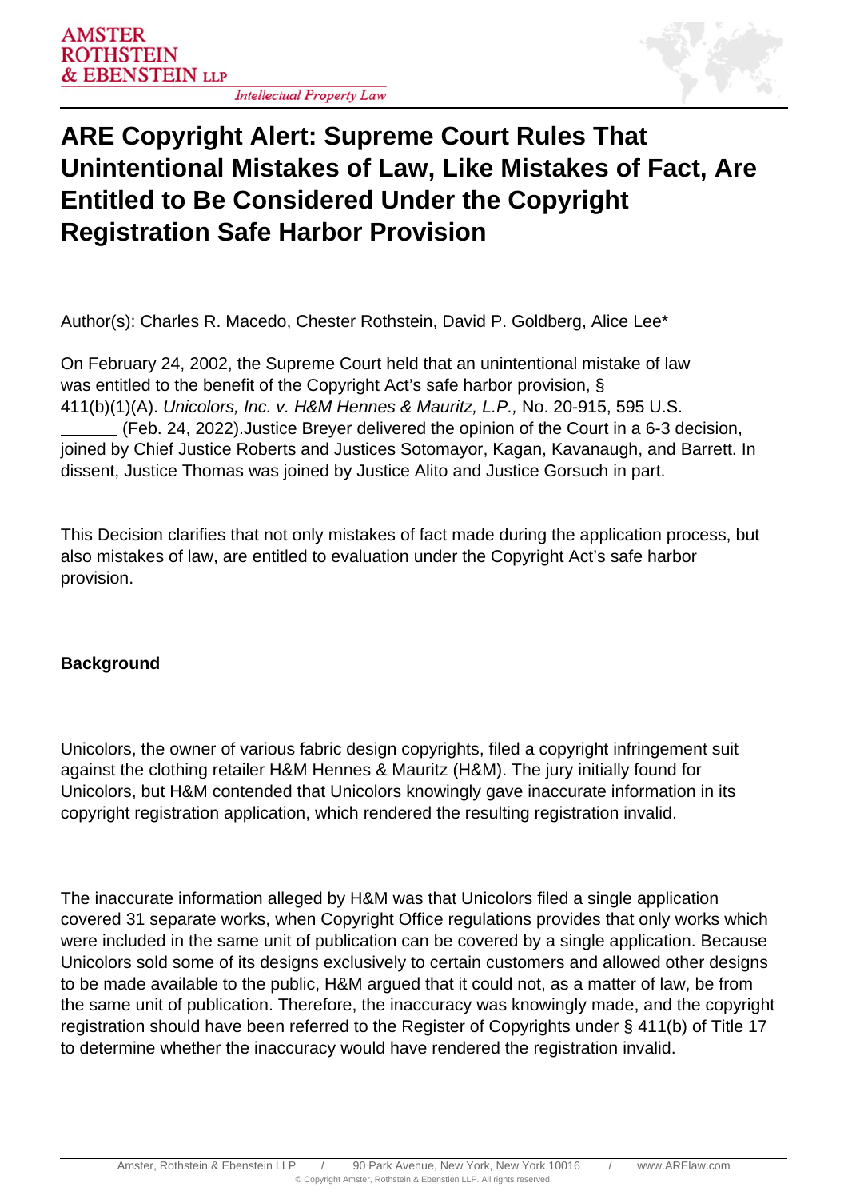# ARE Copyright Alert: Supreme Court Rules That Unintentional Mistakes of Law, Like Mistakes of Fact, Are Entitled to Be Considered Under the Copyright Registration Safe Harbor Provision

Author(s): Charles R. Macedo, Chester Rothstein, David P. Goldberg, Alice Lee*

On February 24, 2002, the Supreme Court held that an unintentional mistake of law was entitled to the benefit of the Copyright Act's safe harbor provision, § 411(b)(1)(A). *Unicolors, Inc. v. H&M Hennes & Mauritz, L.P.,* No. 20-915, 595 U.S. ______ (Feb. 24, 2022).Justice Breyer delivered the opinion of the Court in a 6-3 decision, joined by Chief Justice Roberts and Justices Sotomayor, Kagan, Kavanaugh, and Barrett. In dissent, Justice Thomas was joined by Justice Alito and Justice Gorsuch in part.

This Decision clarifies that not only mistakes of fact made during the application process, but also mistakes of law, are entitled to evaluation under the Copyright Act's safe harbor provision.

**Background**

Unicolors, the owner of various fabric design copyrights, filed a copyright infringement suit against the clothing retailer H&M Hennes & Mauritz (H&M). The jury initially found for Unicolors, but H&M contended that Unicolors knowingly gave inaccurate information in its copyright registration application, which rendered the resulting registration invalid.

The inaccurate information alleged by H&M was that Unicolors filed a single application covered 31 separate works, when Copyright Office regulations provides that only works which were included in the same unit of publication can be covered by a single application. Because Unicolors sold some of its designs exclusively to certain customers and allowed other designs to be made available to the public, H&M argued that it could not, as a matter of law, be from the same unit of publication. Therefore, the inaccuracy was knowingly made, and the copyright registration should have been referred to the Register of Copyrights under § 411(b) of Title 17 to determine whether the inaccuracy would have rendered the registration invalid.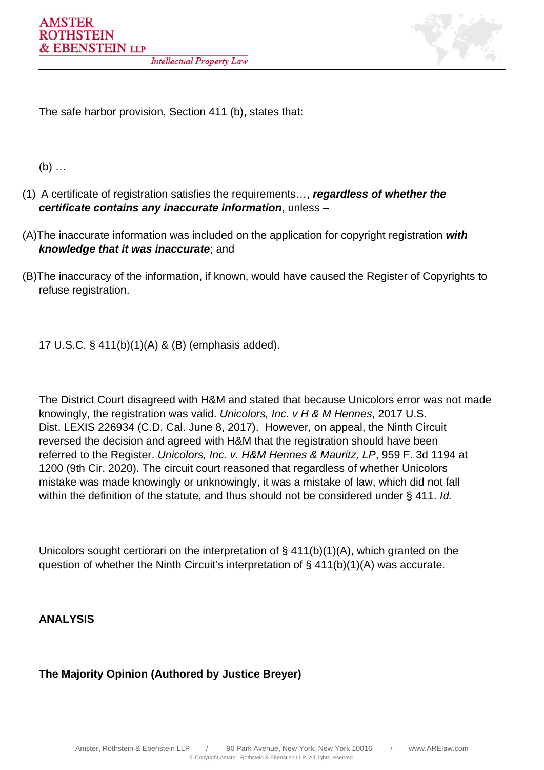The safe harbor provision, Section 411 (b), states that:

(b) …

(1) A certificate of registration satisfies the requirements…, ***regardless of whether the certificate contains any inaccurate information***, unless –

(A) The inaccurate information was included on the application for copyright registration ***with knowledge that it was inaccurate***; and

(B) The inaccuracy of the information, if known, would have caused the Register of Copyrights to refuse registration.

17 U.S.C. § 411(b)(1)(A) & (B) (emphasis added).

The District Court disagreed with H&M and stated that because Unicolors error was not made knowingly, the registration was valid. *Unicolors, Inc. v H & M Hennes*, 2017 U.S. Dist. LEXIS 226934 (C.D. Cal. June 8, 2017). However, on appeal, the Ninth Circuit reversed the decision and agreed with H&M that the registration should have been referred to the Register. *Unicolors, Inc. v. H&M Hennes & Mauritz, LP*, 959 F. 3d 1194 at 1200 (9th Cir. 2020). The circuit court reasoned that regardless of whether Unicolors mistake was made knowingly or unknowingly, it was a mistake of law, which did not fall within the definition of the statute, and thus should not be considered under § 411. *Id.*

Unicolors sought certiorari on the interpretation of § 411(b)(1)(A), which granted on the question of whether the Ninth Circuit's interpretation of § 411(b)(1)(A) was accurate.

**ANALYSIS**

**The Majority Opinion (Authored by Justice Breyer)**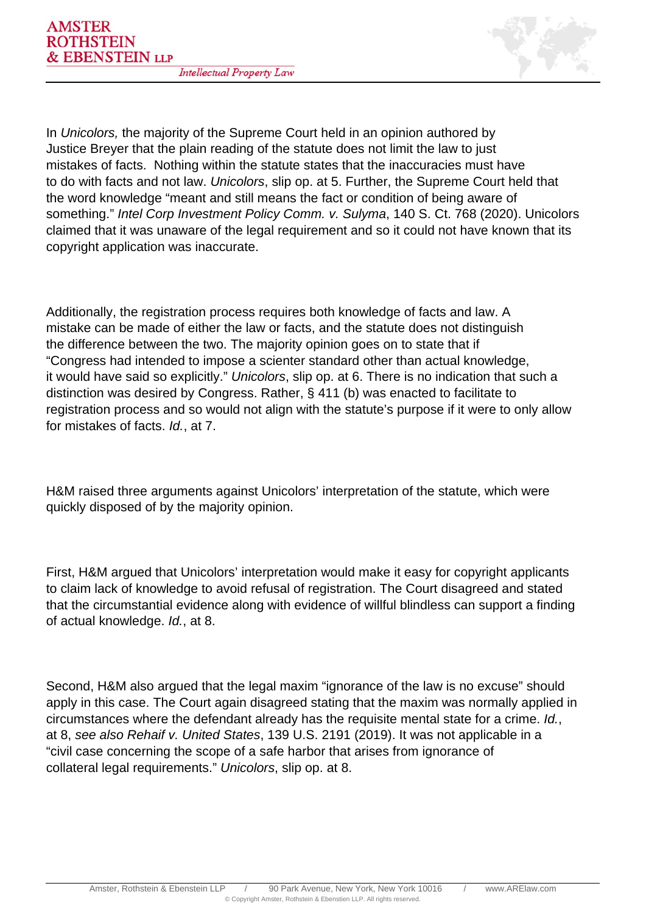In *Unicolors,* the majority of the Supreme Court held in an opinion authored by Justice Breyer that the plain reading of the statute does not limit the law to just mistakes of facts. Nothing within the statute states that the inaccuracies must have to do with facts and not law. *Unicolors*, slip op. at 5. Further, the Supreme Court held that the word knowledge "meant and still means the fact or condition of being aware of something." *Intel Corp Investment Policy Comm. v. Sulyma*, 140 S. Ct. 768 (2020). Unicolors claimed that it was unaware of the legal requirement and so it could not have known that its copyright application was inaccurate.

Additionally, the registration process requires both knowledge of facts and law. A mistake can be made of either the law or facts, and the statute does not distinguish the difference between the two. The majority opinion goes on to state that if "Congress had intended to impose a scienter standard other than actual knowledge, it would have said so explicitly." *Unicolors*, slip op. at 6. There is no indication that such a distinction was desired by Congress. Rather, § 411 (b) was enacted to facilitate to registration process and so would not align with the statute's purpose if it were to only allow for mistakes of facts. *Id.*, at 7.

H&M raised three arguments against Unicolors' interpretation of the statute, which were quickly disposed of by the majority opinion.

First, H&M argued that Unicolors' interpretation would make it easy for copyright applicants to claim lack of knowledge to avoid refusal of registration. The Court disagreed and stated that the circumstantial evidence along with evidence of willful blindless can support a finding of actual knowledge. *Id.*, at 8.

Second, H&M also argued that the legal maxim "ignorance of the law is no excuse" should apply in this case. The Court again disagreed stating that the maxim was normally applied in circumstances where the defendant already has the requisite mental state for a crime. *Id.*, at 8, *see also Rehaif v. United States*, 139 U.S. 2191 (2019). It was not applicable in a "civil case concerning the scope of a safe harbor that arises from ignorance of collateral legal requirements." *Unicolors*, slip op. at 8.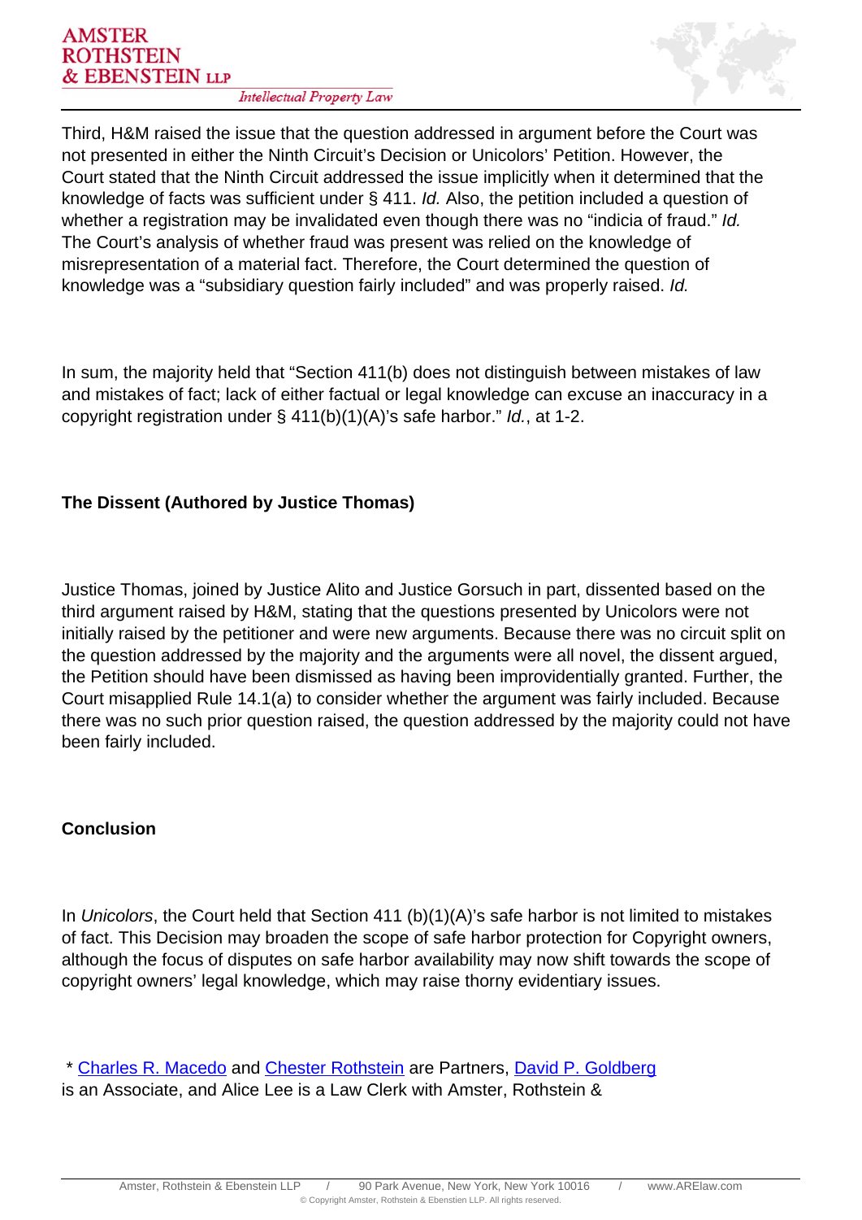Third, H&M raised the issue that the question addressed in argument before the Court was not presented in either the Ninth Circuit's Decision or Unicolors' Petition. However, the Court stated that the Ninth Circuit addressed the issue implicitly when it determined that the knowledge of facts was sufficient under § 411. *Id.* Also, the petition included a question of whether a registration may be invalidated even though there was no "indicia of fraud." *Id.* The Court's analysis of whether fraud was present was relied on the knowledge of misrepresentation of a material fact. Therefore, the Court determined the question of knowledge was a "subsidiary question fairly included" and was properly raised. *Id.*

In sum, the majority held that "Section 411(b) does not distinguish between mistakes of law and mistakes of fact; lack of either factual or legal knowledge can excuse an inaccuracy in a copyright registration under § 411(b)(1)(A)'s safe harbor." *Id.*, at 1-2.

**The Dissent (Authored by Justice Thomas)**

Justice Thomas, joined by Justice Alito and Justice Gorsuch in part, dissented based on the third argument raised by H&M, stating that the questions presented by Unicolors were not initially raised by the petitioner and were new arguments. Because there was no circuit split on the question addressed by the majority and the arguments were all novel, the dissent argued, the Petition should have been dismissed as having been improvidentially granted. Further, the Court misapplied Rule 14.1(a) to consider whether the argument was fairly included. Because there was no such prior question raised, the question addressed by the majority could not have been fairly included.

**Conclusion**

In *Unicolors*, the Court held that Section 411 (b)(1)(A)'s safe harbor is not limited to mistakes of fact. This Decision may broaden the scope of safe harbor protection for Copyright owners, although the focus of disputes on safe harbor availability may now shift towards the scope of copyright owners' legal knowledge, which may raise thorny evidentiary issues.

\* Charles R. Macedo and Chester Rothstein are Partners, David P. Goldberg is an Associate, and Alice Lee is a Law Clerk with Amster, Rothstein &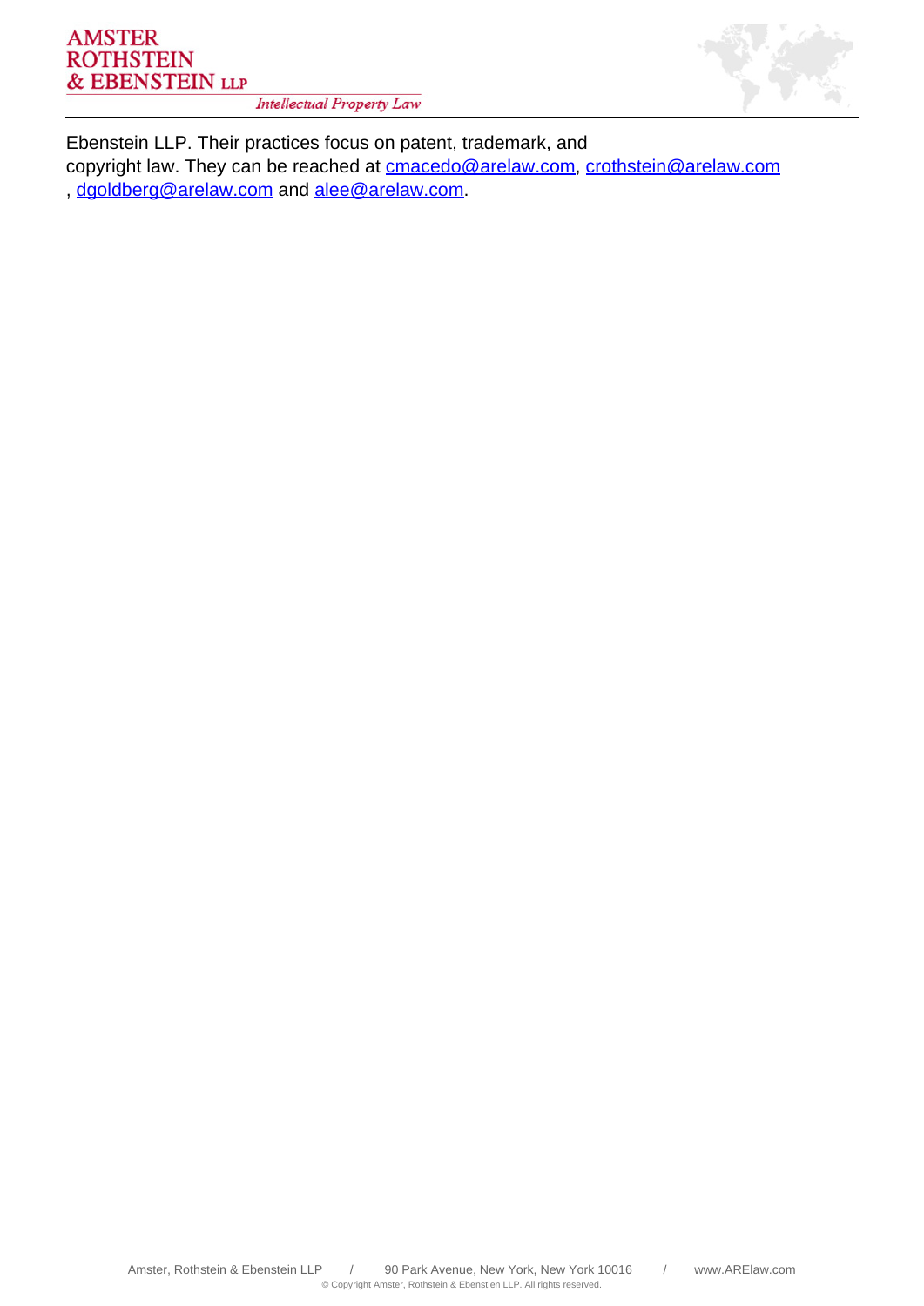Ebenstein LLP. Their practices focus on patent, trademark, and copyright law. They can be reached at cmacedo@arelaw.com, crothstein@arelaw.com, dgoldberg@arelaw.com and alee@arelaw.com.